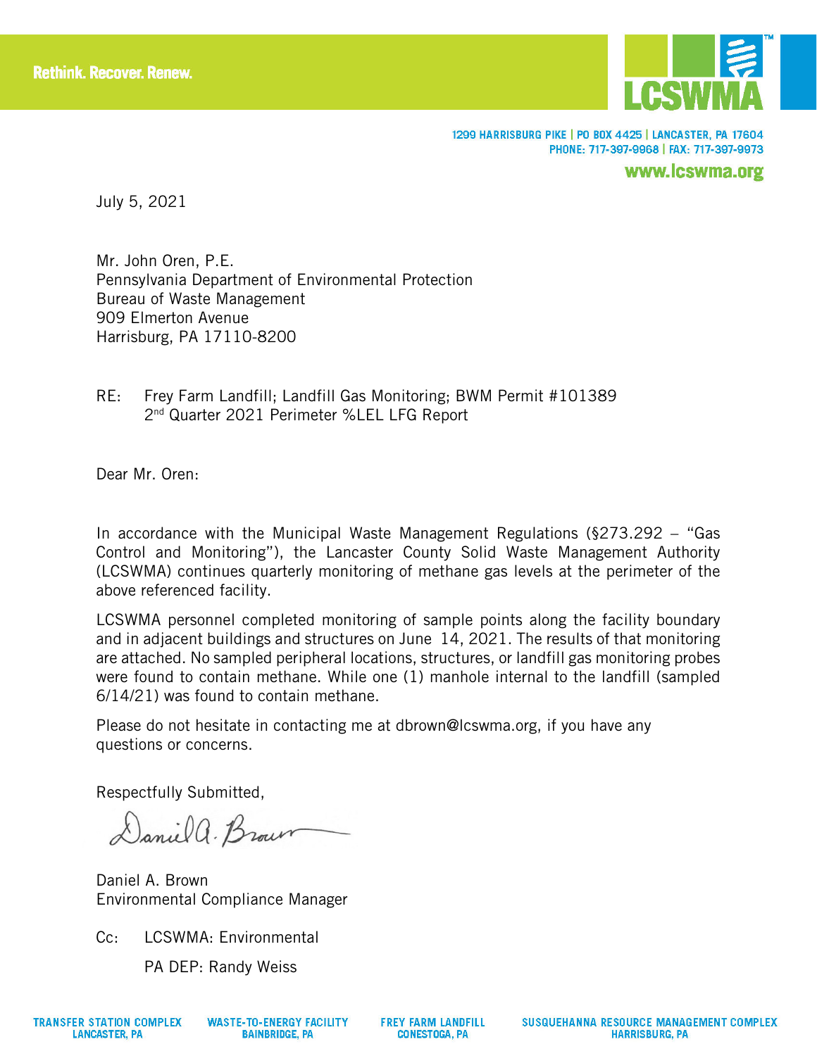Rethink. Recover. Renew.

LCSWMA

1299 HARRISBURG PIKE | PO BOX 4425 | LANCASTER, PA 17604
PHONE: 717-397-9968 | FAX: 717-397-9973
www.lcswma.org

July 5, 2021

Mr. John Oren, P.E.
Pennsylvania Department of Environmental Protection
Bureau of Waste Management
909 Elmerton Avenue
Harrisburg, PA 17110-8200

RE: Frey Farm Landfill; Landfill Gas Monitoring; BWM Permit #101389
2nd Quarter 2021 Perimeter %LEL LFG Report

Dear Mr. Oren:

In accordance with the Municipal Waste Management Regulations (§273.292 – "Gas Control and Monitoring"), the Lancaster County Solid Waste Management Authority (LCSWMA) continues quarterly monitoring of methane gas levels at the perimeter of the above referenced facility.

LCSWMA personnel completed monitoring of sample points along the facility boundary and in adjacent buildings and structures on June 14, 2021. The results of that monitoring are attached. No sampled peripheral locations, structures, or landfill gas monitoring probes were found to contain methane. While one (1) manhole internal to the landfill (sampled 6/14/21) was found to contain methane.

Please do not hesitate in contacting me at dbrown@lcswma.org, if you have any questions or concerns.

Respectfully Submitted,

Daniel A. Brown

Daniel A. Brown
Environmental Compliance Manager

Cc: LCSWMA: Environmental

PA DEP: Randy Weiss

TRANSFER STATION COMPLEX LANCASTER, PA | WASTE-TO-ENERGY FACILITY BAINBRIDGE, PA | FREY FARM LANDFILL CONESTOGA, PA | SUSQUEHANNA RESOURCE MANAGEMENT COMPLEX HARRISBURG, PA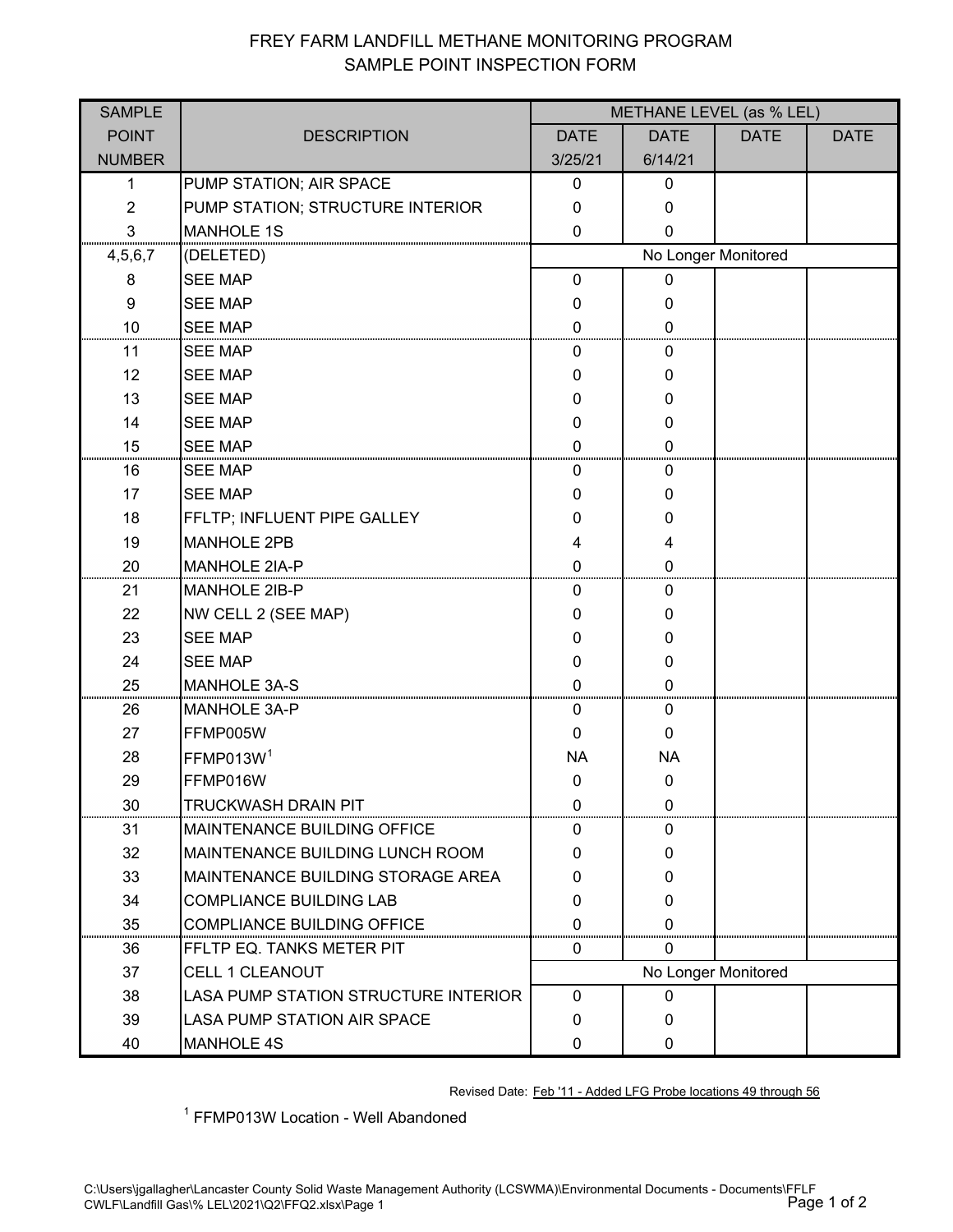# FREY FARM LANDFILL METHANE MONITORING PROGRAM

## SAMPLE POINT INSPECTION FORM

| SAMPLE POINT NUMBER | DESCRIPTION | METHANE LEVEL (as % LEL) | | | |
|---|---|---|---|---|---|
| | | DATE 3/25/21 | DATE 6/14/21 | DATE | DATE |
| 1 | PUMP STATION; AIR SPACE | 0 | 0 | | |
| 2 | PUMP STATION; STRUCTURE INTERIOR | 0 | 0 | | |
| 3 | MANHOLE 1S | 0 | 0 | | |
| 4,5,6,7 | (DELETED) | No Longer Monitored | | | |
| 8 | SEE MAP | 0 | 0 | | |
| 9 | SEE MAP | 0 | 0 | | |
| 10 | SEE MAP | 0 | 0 | | |
| 11 | SEE MAP | 0 | 0 | | |
| 12 | SEE MAP | 0 | 0 | | |
| 13 | SEE MAP | 0 | 0 | | |
| 14 | SEE MAP | 0 | 0 | | |
| 15 | SEE MAP | 0 | 0 | | |
| 16 | SEE MAP | 0 | 0 | | |
| 17 | SEE MAP | 0 | 0 | | |
| 18 | FFLTP; INFLUENT PIPE GALLEY | 0 | 0 | | |
| 19 | MANHOLE 2PB | 4 | 4 | | |
| 20 | MANHOLE 2IA-P | 0 | 0 | | |
| 21 | MANHOLE 2IB-P | 0 | 0 | | |
| 22 | NW CELL 2 (SEE MAP) | 0 | 0 | | |
| 23 | SEE MAP | 0 | 0 | | |
| 24 | SEE MAP | 0 | 0 | | |
| 25 | MANHOLE 3A-S | 0 | 0 | | |
| 26 | MANHOLE 3A-P | 0 | 0 | | |
| 27 | FFMP005W | 0 | 0 | | |
| 28 | FFMP013W[1] | NA | NA | | |
| 29 | FFMP016W | 0 | 0 | | |
| 30 | TRUCKWASH DRAIN PIT | 0 | 0 | | |
| 31 | MAINTENANCE BUILDING OFFICE | 0 | 0 | | |
| 32 | MAINTENANCE BUILDING LUNCH ROOM | 0 | 0 | | |
| 33 | MAINTENANCE BUILDING STORAGE AREA | 0 | 0 | | |
| 34 | COMPLIANCE BUILDING LAB | 0 | 0 | | |
| 35 | COMPLIANCE BUILDING OFFICE | 0 | 0 | | |
| 36 | FFLTP EQ. TANKS METER PIT | 0 | 0 | | |
| 37 | CELL 1 CLEANOUT | No Longer Monitored | | | |
| 38 | LASA PUMP STATION STRUCTURE INTERIOR | 0 | 0 | | |
| 39 | LASA PUMP STATION AIR SPACE | 0 | 0 | | |
| 40 | MANHOLE 4S | 0 | 0 | | |

Revised Date: Feb '11 - Added LFG Probe locations 49 through 56

[1] FFMP013W Location - Well Abandoned

C:\Users\jgallagher\Lancaster County Solid Waste Management Authority (LCSWMA)\Environmental Documents - Documents\FFLF CWLF\Landfill Gas\% LEL\2021\Q2\FFQ2.xlsx\Page 1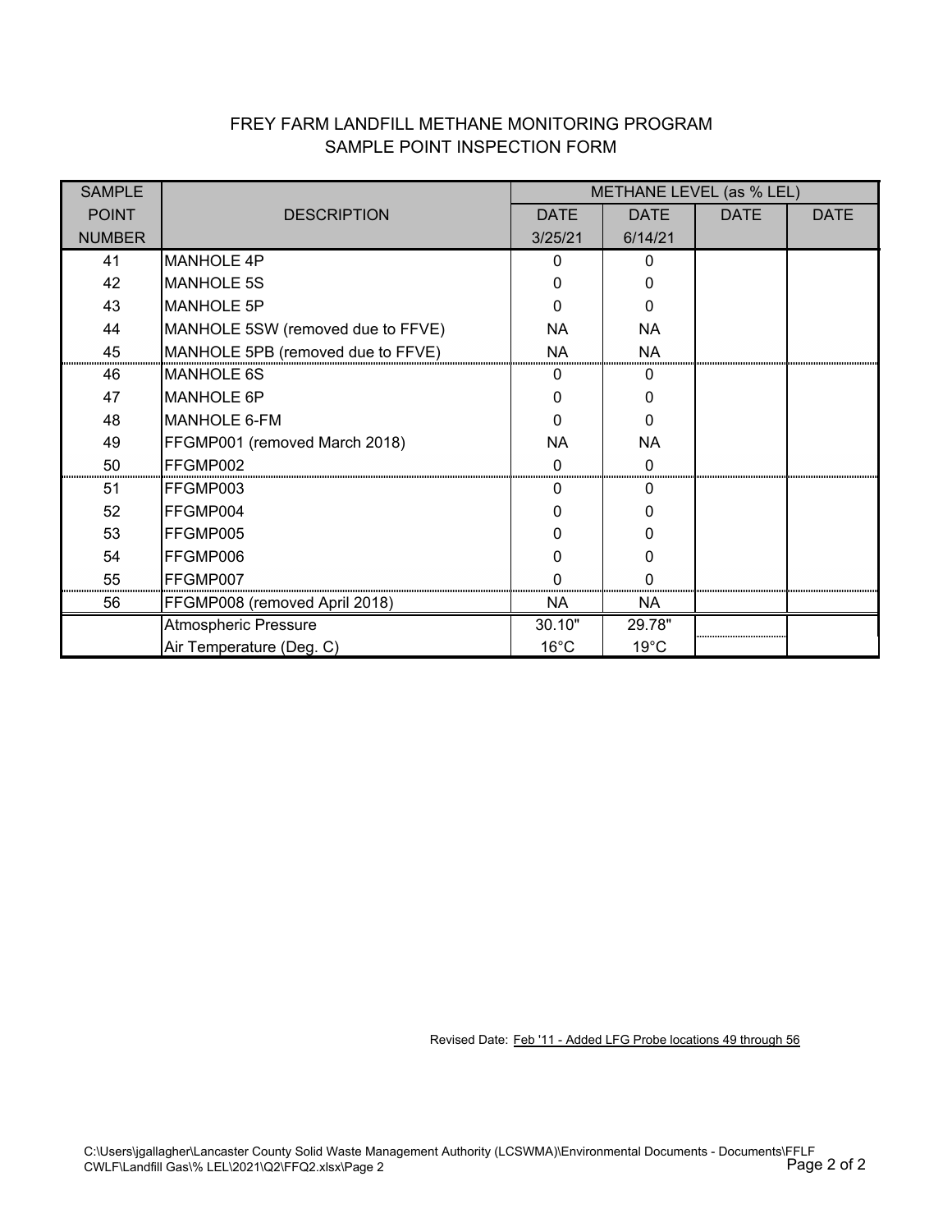FREY FARM LANDFILL METHANE MONITORING PROGRAM
SAMPLE POINT INSPECTION FORM

| SAMPLE POINT NUMBER | DESCRIPTION | METHANE LEVEL (as % LEL) | | | |
|---|---|---|---|---|---|
| | | DATE 3/25/21 | DATE 6/14/21 | DATE | DATE |
| 41 | MANHOLE 4P | 0 | 0 | | |
| 42 | MANHOLE 5S | 0 | 0 | | |
| 43 | MANHOLE 5P | 0 | 0 | | |
| 44 | MANHOLE 5SW (removed due to FFVE) | NA | NA | | |
| 45 | MANHOLE 5PB (removed due to FFVE) | NA | NA | | |
| 46 | MANHOLE 6S | 0 | 0 | | |
| 47 | MANHOLE 6P | 0 | 0 | | |
| 48 | MANHOLE 6-FM | 0 | 0 | | |
| 49 | FFGMP001 (removed March 2018) | NA | NA | | |
| 50 | FFGMP002 | 0 | 0 | | |
| 51 | FFGMP003 | 0 | 0 | | |
| 52 | FFGMP004 | 0 | 0 | | |
| 53 | FFGMP005 | 0 | 0 | | |
| 54 | FFGMP006 | 0 | 0 | | |
| 55 | FFGMP007 | 0 | 0 | | |
| 56 | FFGMP008 (removed April 2018) | NA | NA | | |
| | Atmospheric Pressure | 30.10" | 29.78" | | |
| | Air Temperature (Deg. C) | 16°C | 19°C | | |

Revised Date: Feb '11 - Added LFG Probe locations 49 through 56

C:\Users\jgallagher\Lancaster County Solid Waste Management Authority (LCSWMA)\Environmental Documents - Documents\FFLF CWLF\Landfill Gas\% LEL\2021\Q2\FFQ2.xlsx\Page 2